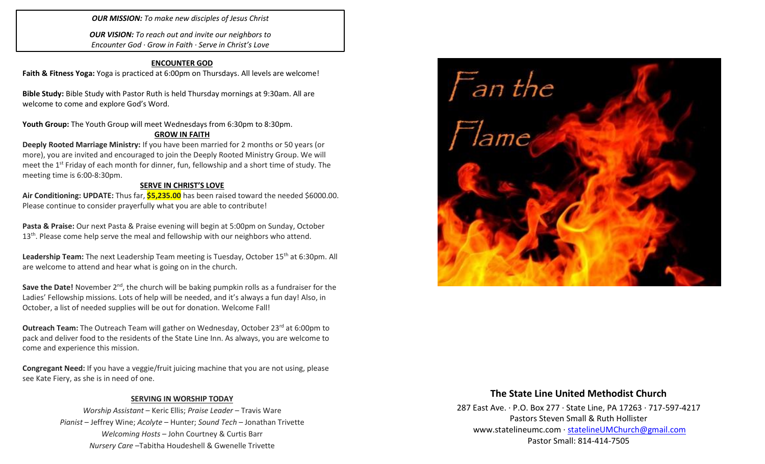***OUR MISSION:*** *To make new disciples of Jesus Christ*

***OUR VISION:*** *To reach out and invite our neighbors to Encounter God · Grow in Faith · Serve in Christ's Love*

## ENCOUNTER GOD

**Faith & Fitness Yoga:** Yoga is practiced at 6:00pm on Thursdays. All levels are welcome!

**Bible Study:** Bible Study with Pastor Ruth is held Thursday mornings at 9:30am. All are welcome to come and explore God's Word.

**Youth Group:** The Youth Group will meet Wednesdays from 6:30pm to 8:30pm.

## GROW IN FAITH

**Deeply Rooted Marriage Ministry:** If you have been married for 2 months or 50 years (or more), you are invited and encouraged to join the Deeply Rooted Ministry Group. We will meet the 1st Friday of each month for dinner, fun, fellowship and a short time of study. The meeting time is 6:00-8:30pm.

## SERVE IN CHRIST'S LOVE

**Air Conditioning: UPDATE:** Thus far, **$5,235.00** has been raised toward the needed $6000.00. Please continue to consider prayerfully what you are able to contribute!

**Pasta & Praise:** Our next Pasta & Praise evening will begin at 5:00pm on Sunday, October 13th. Please come help serve the meal and fellowship with our neighbors who attend.

**Leadership Team:** The next Leadership Team meeting is Tuesday, October 15th at 6:30pm. All are welcome to attend and hear what is going on in the church.

**Save the Date!** November 2nd, the church will be baking pumpkin rolls as a fundraiser for the Ladies' Fellowship missions. Lots of help will be needed, and it's always a fun day! Also, in October, a list of needed supplies will be out for donation. Welcome Fall!

**Outreach Team:** The Outreach Team will gather on Wednesday, October 23rd at 6:00pm to pack and deliver food to the residents of the State Line Inn. As always, you are welcome to come and experience this mission.

**Congregant Need:** If you have a veggie/fruit juicing machine that you are not using, please see Kate Fiery, as she is in need of one.

## SERVING IN WORSHIP TODAY

*Worship Assistant* – Keric Ellis; *Praise Leader* – Travis Ware
*Pianist* – Jeffrey Wine; *Acolyte* – Hunter; *Sound Tech* – Jonathan Trivette
*Welcoming Hosts* – John Courtney & Curtis Barr
*Nursery Care* –Tabitha Houdeshell & Gwenelle Trivette

# Fan the Flame

## The State Line United Methodist Church

287 East Ave. · P.O. Box 277 · State Line, PA 17263 · 717-597-4217
Pastors Steven Small & Ruth Hollister
www.statelineumc.com · statelineUMChurch@gmail.com
Pastor Small: 814-414-7505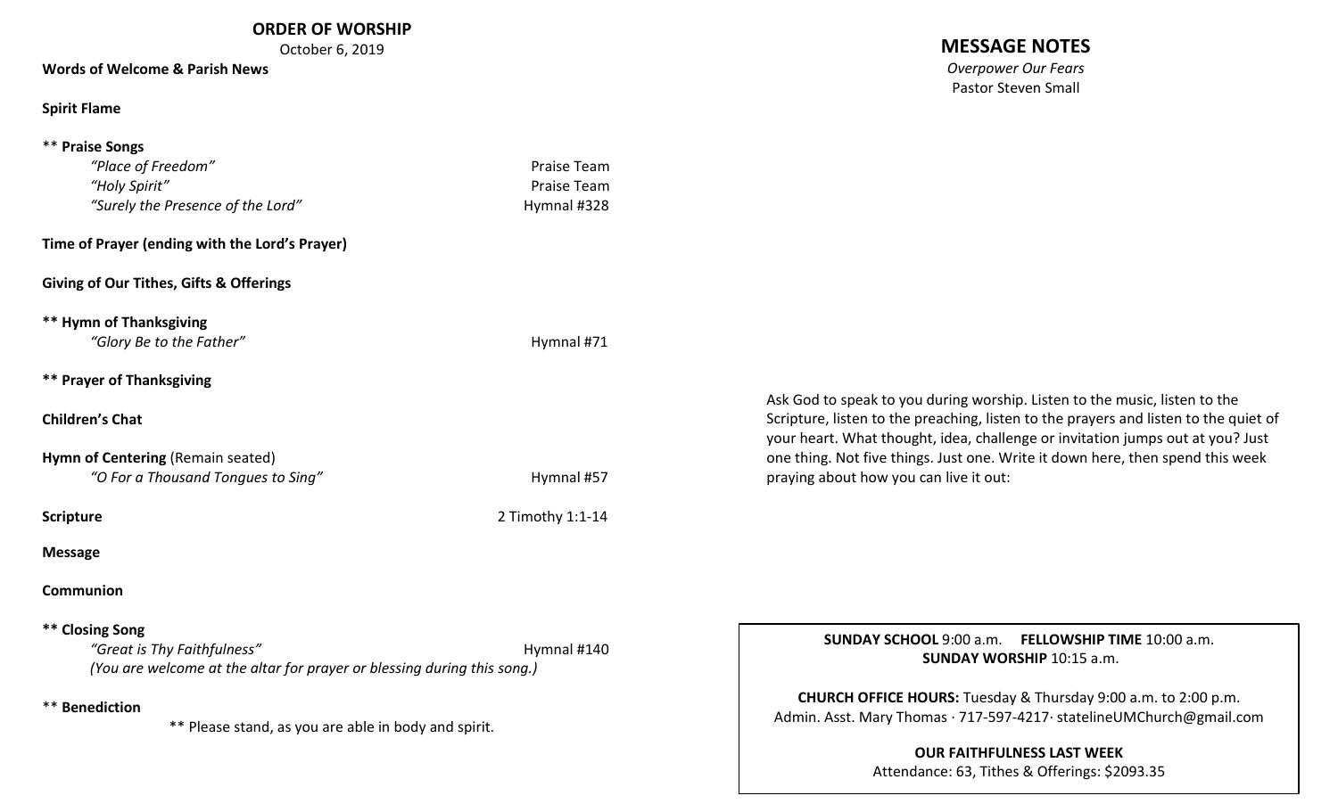## ORDER OF WORSHIP

October 6, 2019

**Words of Welcome & Parish News**

**Spirit Flame**

** **Praise Songs**

*"Place of Freedom"* — Praise Team

*"Holy Spirit"* — Praise Team

*"Surely the Presence of the Lord"* — Hymnal #328

**Time of Prayer (ending with the Lord's Prayer)**

**Giving of Our Tithes, Gifts & Offerings**

** **Hymn of Thanksgiving**

*"Glory Be to the Father"* — Hymnal #71

** **Prayer of Thanksgiving**

**Children's Chat**

**Hymn of Centering** (Remain seated)

*"O For a Thousand Tongues to Sing"* — Hymnal #57

**Scripture** — 2 Timothy 1:1-14

**Message**

**Communion**

** **Closing Song**

*"Great is Thy Faithfulness"* — Hymnal #140

*(You are welcome at the altar for prayer or blessing during this song.)*

** **Benediction**

** Please stand, as you are able in body and spirit.

## MESSAGE NOTES

*Overpower Our Fears*

Pastor Steven Small

Ask God to speak to you during worship. Listen to the music, listen to the Scripture, listen to the preaching, listen to the prayers and listen to the quiet of your heart. What thought, idea, challenge or invitation jumps out at you? Just one thing. Not five things. Just one. Write it down here, then spend this week praying about how you can live it out:

**SUNDAY SCHOOL** 9:00 a.m. **FELLOWSHIP TIME** 10:00 a.m.
**SUNDAY WORSHIP** 10:15 a.m.

**CHURCH OFFICE HOURS:** Tuesday & Thursday 9:00 a.m. to 2:00 p.m.
Admin. Asst. Mary Thomas · 717-597-4217· statelineUMChurch@gmail.com

**OUR FAITHFULNESS LAST WEEK**
Attendance: 63, Tithes & Offerings: $2093.35